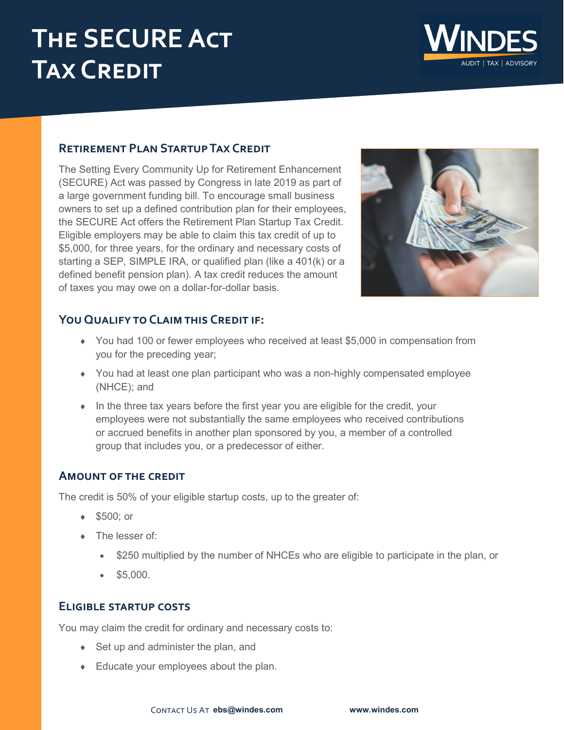# The SECURE Act Tax Credit

WINDES
AUDIT | TAX | ADVISORY

## Retirement Plan Startup Tax Credit

The Setting Every Community Up for Retirement Enhancement (SECURE) Act was passed by Congress in late 2019 as part of a large government funding bill. To encourage small business owners to set up a defined contribution plan for their employees, the SECURE Act offers the Retirement Plan Startup Tax Credit. Eligible employers may be able to claim this tax credit of up to $5,000, for three years, for the ordinary and necessary costs of starting a SEP, SIMPLE IRA, or qualified plan (like a 401(k) or a defined benefit pension plan). A tax credit reduces the amount of taxes you may owe on a dollar-for-dollar basis.

## You Qualify to Claim this Credit if:

- You had 100 or fewer employees who received at least $5,000 in compensation from you for the preceding year;
- You had at least one plan participant who was a non-highly compensated employee (NHCE); and
- In the three tax years before the first year you are eligible for the credit, your employees were not substantially the same employees who received contributions or accrued benefits in another plan sponsored by you, a member of a controlled group that includes you, or a predecessor of either.

## Amount of the credit

The credit is 50% of your eligible startup costs, up to the greater of:

- $500; or
- The lesser of:
  - $250 multiplied by the number of NHCEs who are eligible to participate in the plan, or
  - $5,000.

## Eligible startup costs

You may claim the credit for ordinary and necessary costs to:

- Set up and administer the plan, and
- Educate your employees about the plan.

Contact Us At **ebs@windes.com** **www.windes.com**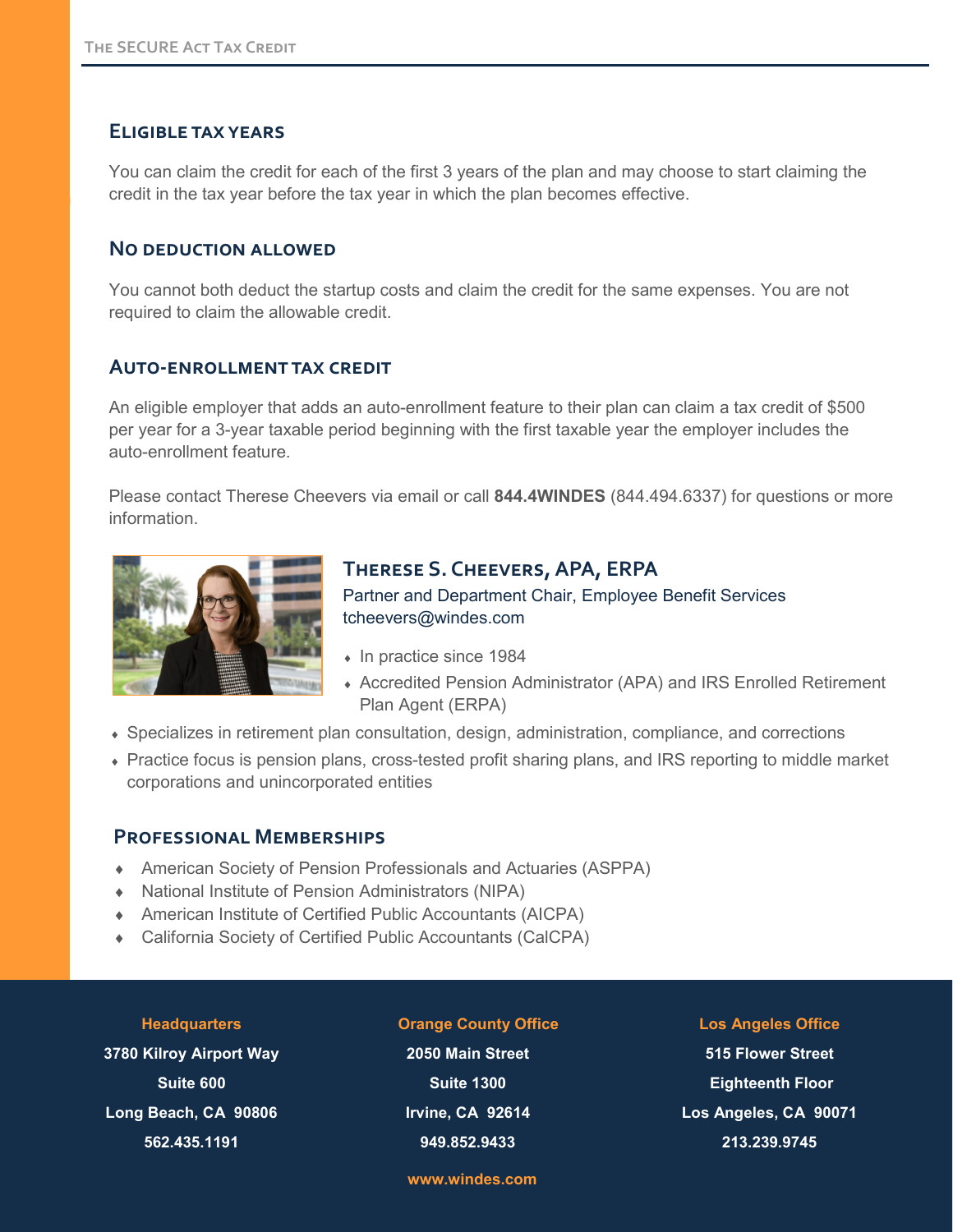## Eligible tax years

You can claim the credit for each of the first 3 years of the plan and may choose to start claiming the credit in the tax year before the tax year in which the plan becomes effective.

## No deduction allowed

You cannot both deduct the startup costs and claim the credit for the same expenses. You are not required to claim the allowable credit.

## Auto-enrollment tax credit

An eligible employer that adds an auto-enrollment feature to their plan can claim a tax credit of $500 per year for a 3-year taxable period beginning with the first taxable year the employer includes the auto-enrollment feature.

Please contact Therese Cheevers via email or call **844.4WINDES** (844.494.6337) for questions or more information.

### Therese S. Cheevers, APA, ERPA

Partner and Department Chair, Employee Benefit Services
tcheevers@windes.com

- In practice since 1984
- Accredited Pension Administrator (APA) and IRS Enrolled Retirement Plan Agent (ERPA)
- Specializes in retirement plan consultation, design, administration, compliance, and corrections
- Practice focus is pension plans, cross-tested profit sharing plans, and IRS reporting to middle market corporations and unincorporated entities

### Professional Memberships

- American Society of Pension Professionals and Actuaries (ASPPA)
- National Institute of Pension Administrators (NIPA)
- American Institute of Certified Public Accountants (AICPA)
- California Society of Certified Public Accountants (CalCPA)

**Headquarters**
**3780 Kilroy Airport Way**
**Suite 600**
**Long Beach, CA 90806**
**562.435.1191**

**Orange County Office**
**2050 Main Street**
**Suite 1300**
**Irvine, CA 92614**
**949.852.9433**

**Los Angeles Office**
**515 Flower Street**
**Eighteenth Floor**
**Los Angeles, CA 90071**
**213.239.9745**

**www.windes.com**